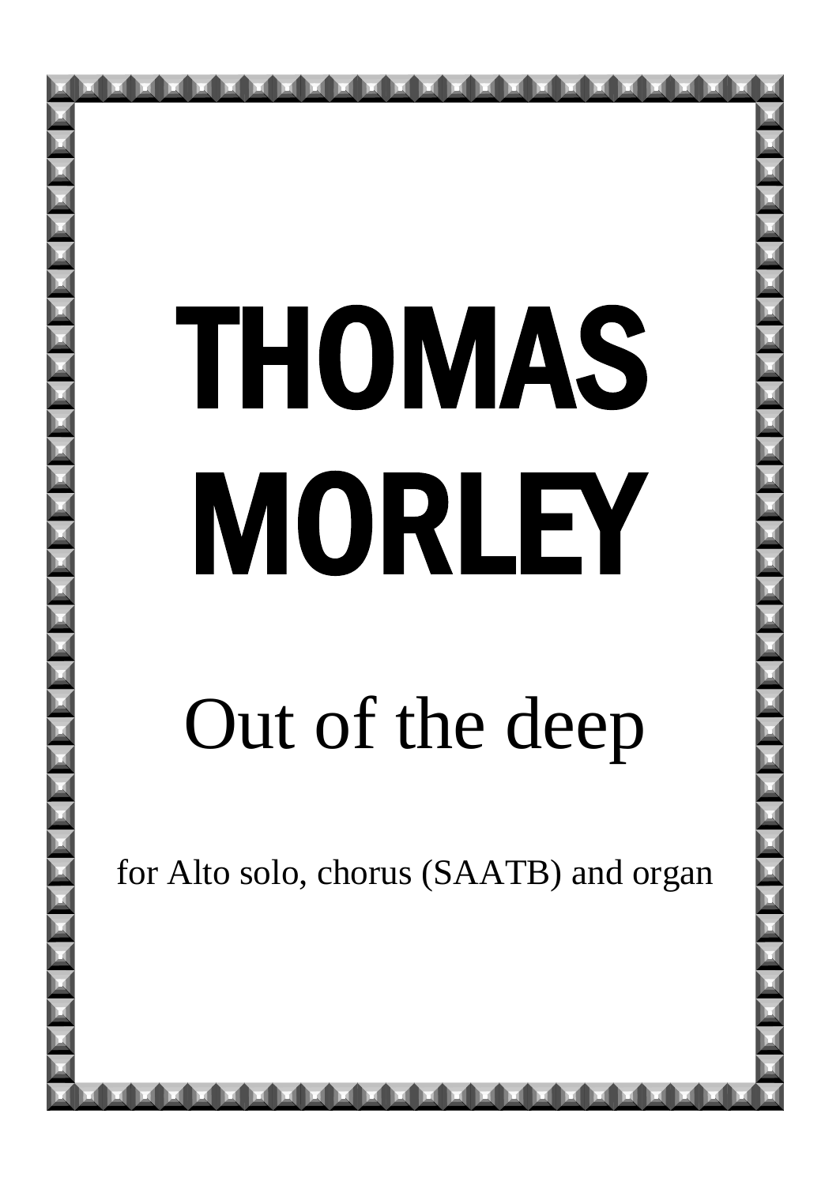# THOMAS MORLEY

## Out of the deep

for Alto solo, chorus (SAATB) and organ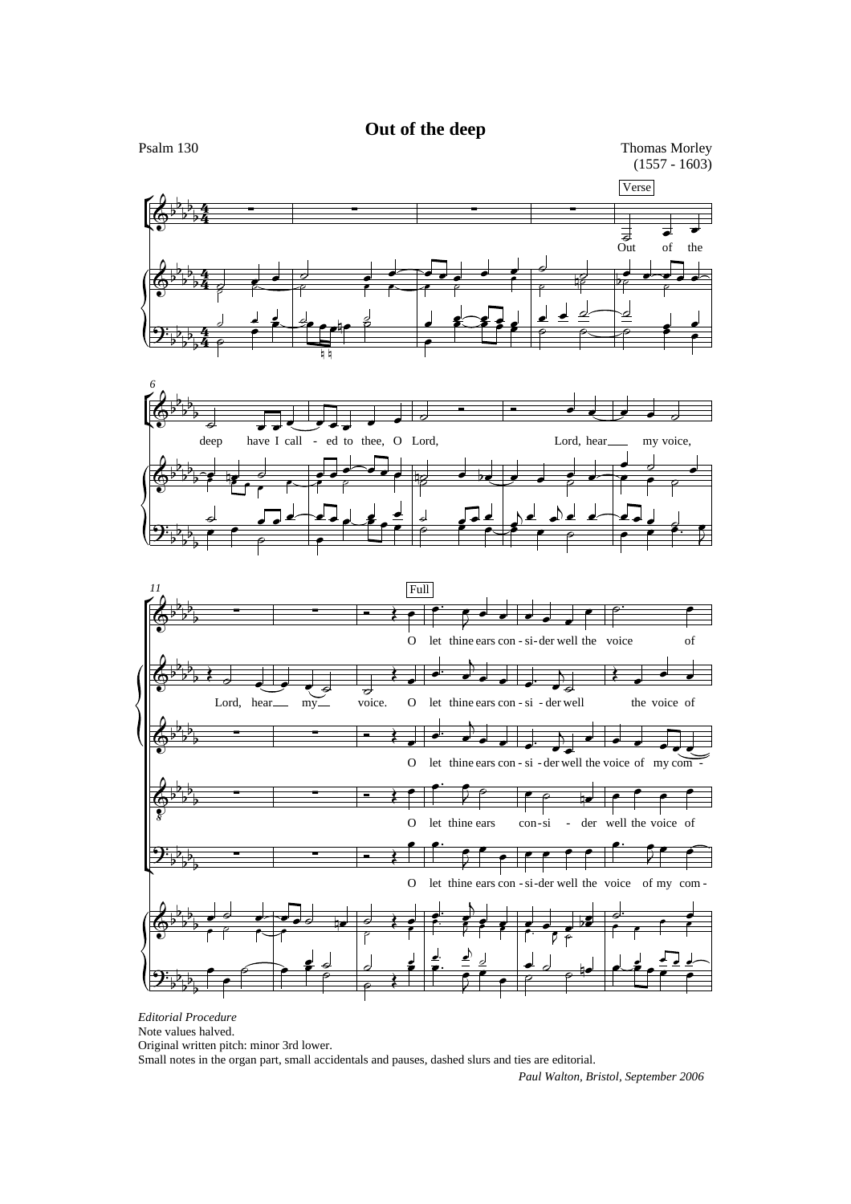# Out of the deep

Psalm 130

Thomas Morley
(1557 - 1603)

*Editorial Procedure*
Note values halved.
Original written pitch: minor 3rd lower.
Small notes in the organ part, small accidentals and pauses, dashed slurs and ties are editorial.

*Paul Walton, Bristol, September 2006*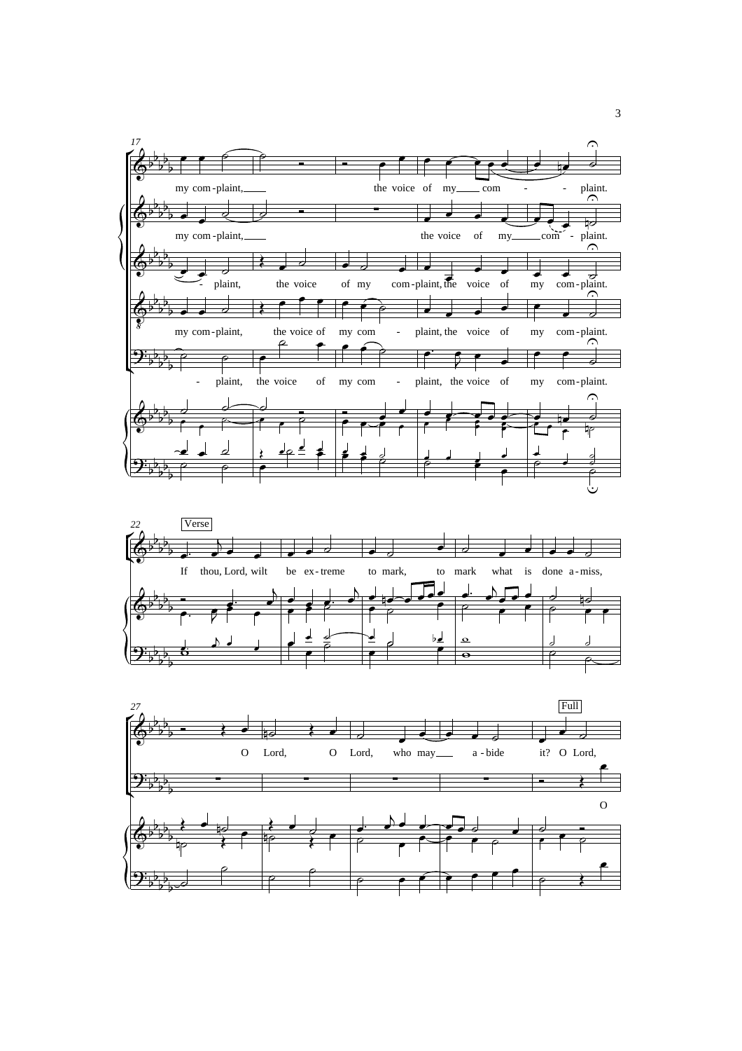17

my com-plaint, the voice of my com - - plaint.

my com-plaint, the voice of my com - plaint.

- plaint, the voice of my com-plaint, the voice of my com-plaint.

my com-plaint, the voice of my com - plaint, the voice of my com-plaint.

- plaint, the voice of my com - plaint, the voice of my com-plaint.

22

Verse

If thou, Lord, wilt be ex-treme to mark, to mark what is done a-miss,

27

Full

O Lord, O Lord, who may a-bide it? O Lord,

O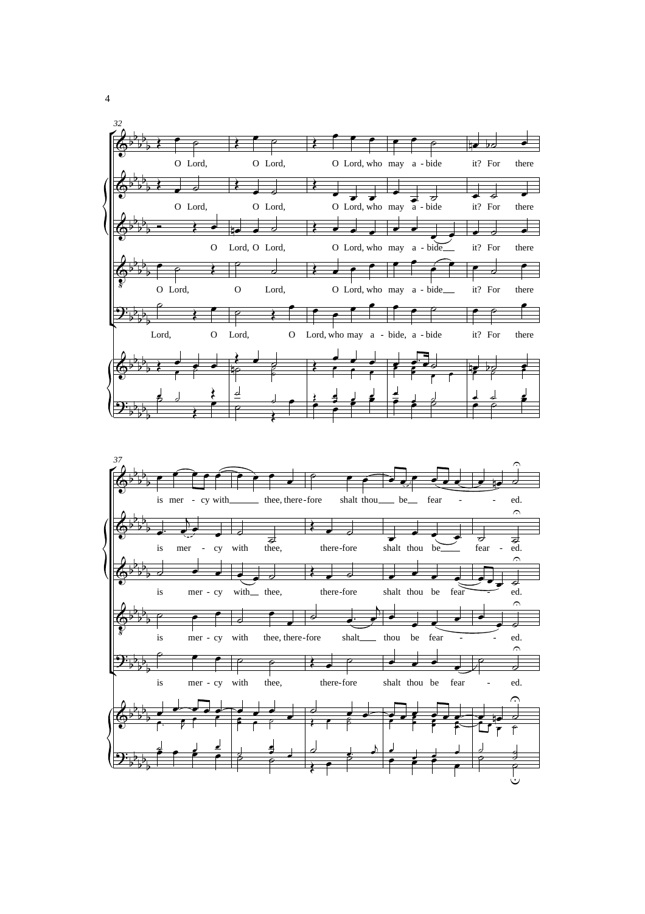O Lord, O Lord, O Lord, who may a - bide it? For there

O Lord, O Lord, O Lord, who may a - bide it? For there

O Lord, O Lord, O Lord, who may a - bide it? For there

O Lord, O Lord, O Lord, who may a - bide it? For there

Lord, O Lord, O Lord, who may a - bide, a - bide it? For there

is mer - cy with thee, there-fore shalt thou be fear - ed.

is mer - cy with thee, there-fore shalt thou be fear - ed.

is mer - cy with thee, there-fore shalt thou be fear - ed.

is mer - cy with thee, there-fore shalt thou be fear - ed.

is mer - cy with thee, there-fore shalt thou be fear - ed.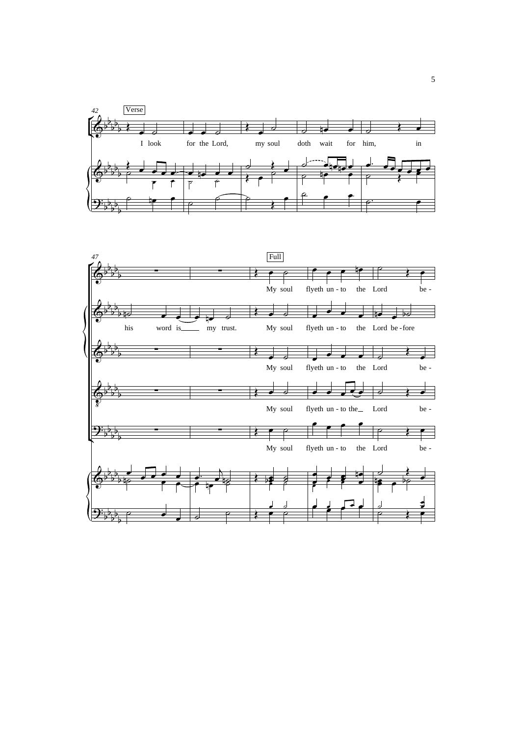42

Verse

I look for the Lord, my soul doth wait for him, in

47

Full

My soul flyeth un - to the Lord be -

his word is my trust. My soul flyeth un - to the Lord be - fore

My soul flyeth un - to the Lord be -

My soul flyeth un - to the Lord be -

My soul flyeth un - to the Lord be -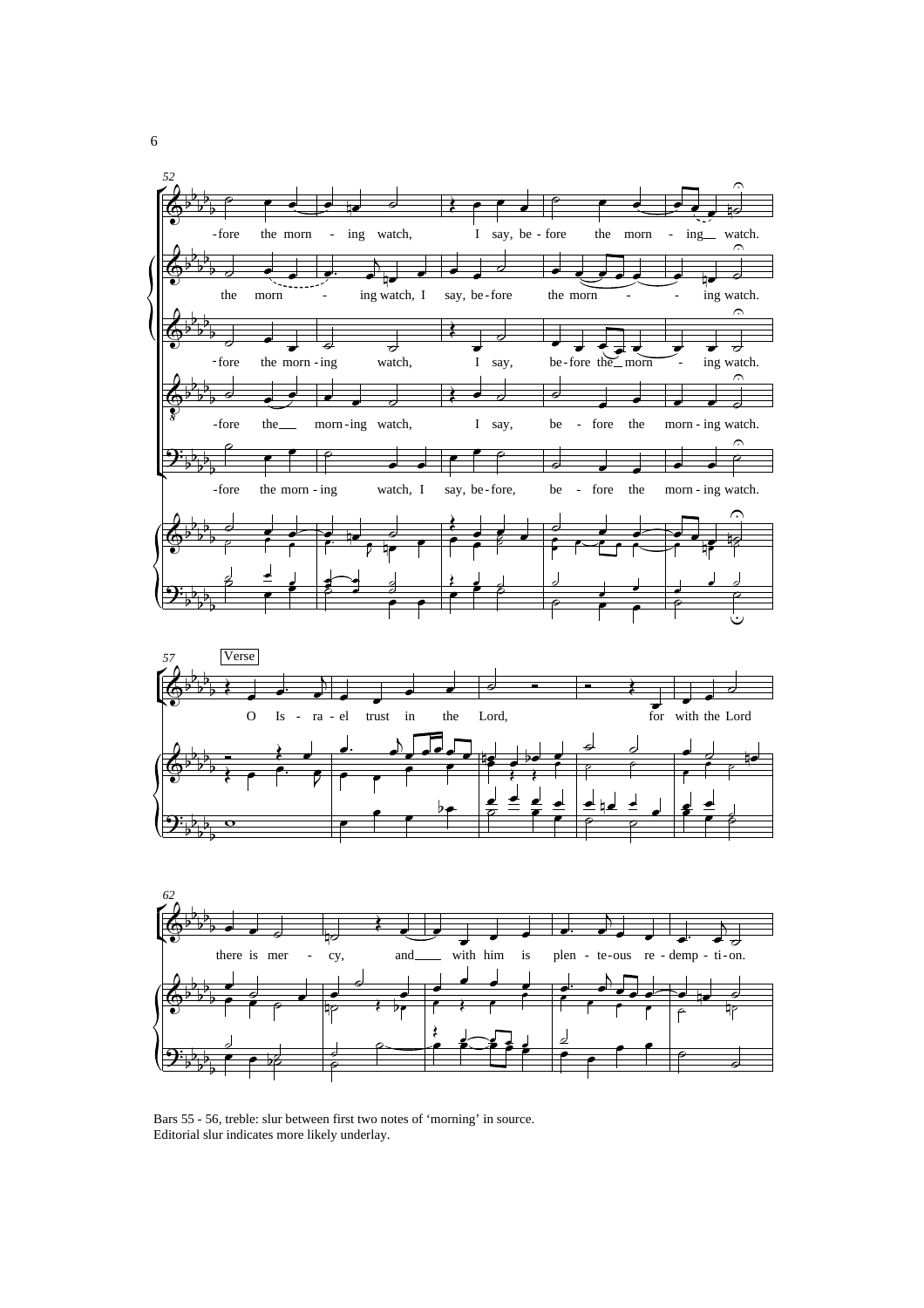Bars 55 - 56, treble: slur between first two notes of 'morning' in source.
Editorial slur indicates more likely underlay.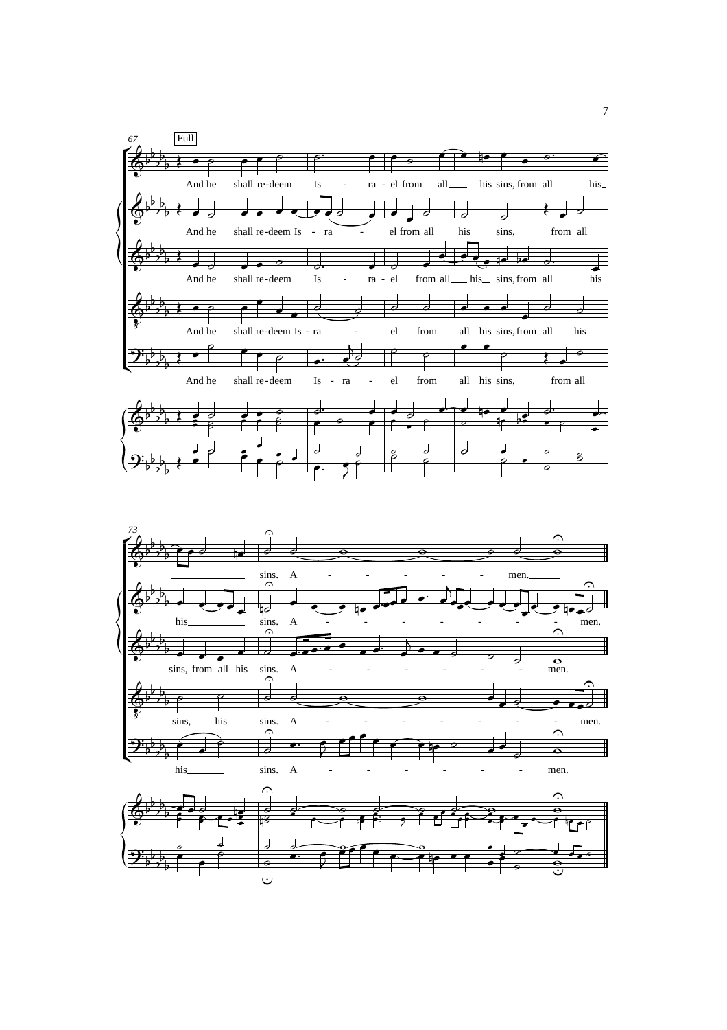67

Full

And he shall re-deem Is - ra - el from all his sins, from all his sins. A - - - - - - men.

And he shall re-deem Is - ra - el from all his sins, from all his sins. A - - - - - - - - - men.

And he shall re-deem Is - ra - el from all his sins, from all his sins, from all his sins. A - - - - - - - - men.

And he shall re-deem Is - ra - el from all his sins, from all his sins, his sins. A - - - - - - - - - men.

And he shall re-deem Is - ra - el from all his sins, from all his sins. A - - - - - - - men.

73